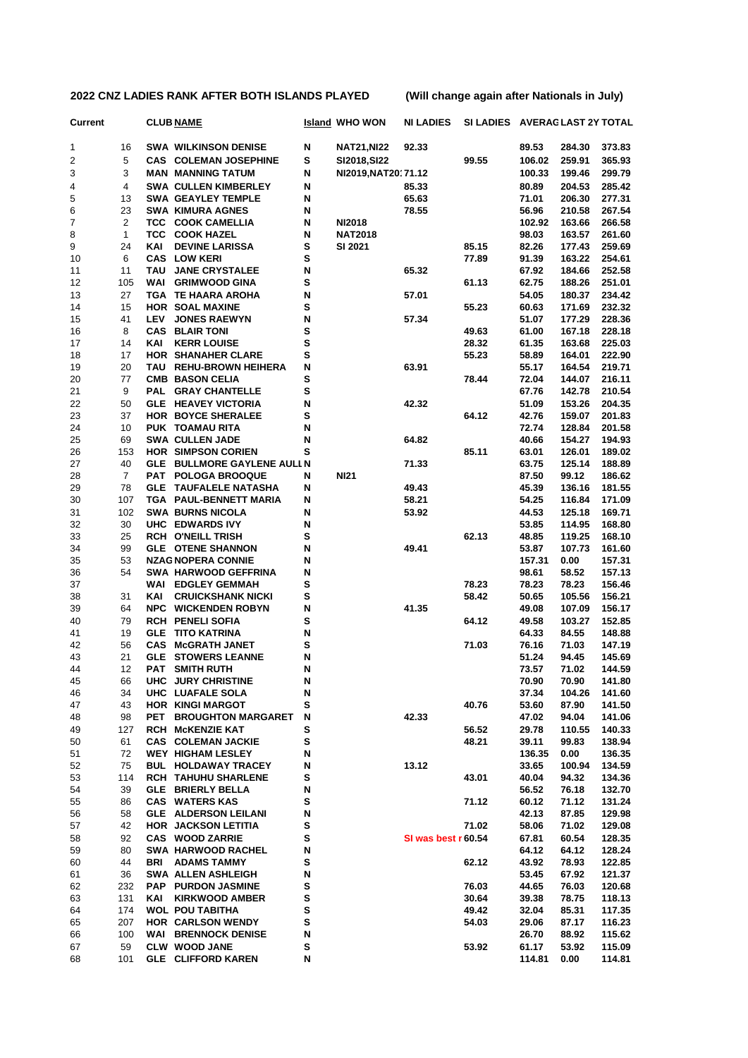**2022 CNZ LADIES RANK AFTER BOTH ISLANDS PLAYED (Will change again after Nationals in July)**

| Current | | CLUB | NAME | Island | WHO WON | NI LADIES | SI LADIES | AVERAG | LAST 2Y | TOTAL |
|---|---|---|---|---|---|---|---|---|---|---|
| 1 | 16 | SWA | WILKINSON DENISE | N | NAT21,NI22 | 92.33 | | 89.53 | 284.30 | 373.83 |
| 2 | 5 | CAS | COLEMAN JOSEPHINE | S | SI2018,SI22 | | 99.55 | 106.02 | 259.91 | 365.93 |
| 3 | 3 | MAN | MANNING TATUM | N | NI2019,NAT20: | 71.12 | | 100.33 | 199.46 | 299.79 |
| 4 | 4 | SWA | CULLEN KIMBERLEY | N | | 85.33 | | 80.89 | 204.53 | 285.42 |
| 5 | 13 | SWA | GEAYLEY TEMPLE | N | | 65.63 | | 71.01 | 206.30 | 277.31 |
| 6 | 23 | SWA | KIMURA AGNES | N | | 78.55 | | 56.96 | 210.58 | 267.54 |
| 7 | 2 | TCC | COOK CAMELLIA | N | NI2018 | | | 102.92 | 163.66 | 266.58 |
| 8 | 1 | TCC | COOK HAZEL | N | NAT2018 | | | 98.03 | 163.57 | 261.60 |
| 9 | 24 | KAI | DEVINE LARISSA | S | SI 2021 | | 85.15 | 82.26 | 177.43 | 259.69 |
| 10 | 6 | CAS | LOW KERI | S | | | 77.89 | 91.39 | 163.22 | 254.61 |
| 11 | 11 | TAU | JANE CRYSTALEE | N | | 65.32 | | 67.92 | 184.66 | 252.58 |
| 12 | 105 | WAI | GRIMWOOD GINA | S | | | 61.13 | 62.75 | 188.26 | 251.01 |
| 13 | 27 | TGA | TE HAARA AROHA | N | | 57.01 | | 54.05 | 180.37 | 234.42 |
| 14 | 15 | HOR | SOAL MAXINE | S | | | 55.23 | 60.63 | 171.69 | 232.32 |
| 15 | 41 | LEV | JONES RAEWYN | N | | 57.34 | | 51.07 | 177.29 | 228.36 |
| 16 | 8 | CAS | BLAIR TONI | S | | | 49.63 | 61.00 | 167.18 | 228.18 |
| 17 | 14 | KAI | KERR LOUISE | S | | | 28.32 | 61.35 | 163.68 | 225.03 |
| 18 | 17 | HOR | SHANAHER CLARE | S | | | 55.23 | 58.89 | 164.01 | 222.90 |
| 19 | 20 | TAU | REHU-BROWN HEIHERA | N | | 63.91 | | 55.17 | 164.54 | 219.71 |
| 20 | 77 | CMB | BASON CELIA | S | | | 78.44 | 72.04 | 144.07 | 216.11 |
| 21 | 9 | PAL | GRAY CHANTELLE | S | | | | 67.76 | 142.78 | 210.54 |
| 22 | 50 | GLE | HEAVEY VICTORIA | N | | 42.32 | | 51.09 | 153.26 | 204.35 |
| 23 | 37 | HOR | BOYCE SHERALEE | S | | | 64.12 | 42.76 | 159.07 | 201.83 |
| 24 | 10 | PUK | TOAMAU RITA | N | | | | 72.74 | 128.84 | 201.58 |
| 25 | 69 | SWA | CULLEN JADE | N | | 64.82 | | 40.66 | 154.27 | 194.93 |
| 26 | 153 | HOR | SIMPSON CORIEN | S | | | 85.11 | 63.01 | 126.01 | 189.02 |
| 27 | 40 | GLE | BULLMORE GAYLENE AULI | N | | 71.33 | | 63.75 | 125.14 | 188.89 |
| 28 | 7 | PAT | POLOGA BROOQUE | N | NI21 | | | 87.50 | 99.12 | 186.62 |
| 29 | 78 | GLE | TAUFALELE NATASHA | N | | 49.43 | | 45.39 | 136.16 | 181.55 |
| 30 | 107 | TGA | PAUL-BENNETT MARIA | N | | 58.21 | | 54.25 | 116.84 | 171.09 |
| 31 | 102 | SWA | BURNS NICOLA | N | | 53.92 | | 44.53 | 125.18 | 169.71 |
| 32 | 30 | UHC | EDWARDS IVY | N | | | | 53.85 | 114.95 | 168.80 |
| 33 | 25 | RCH | O'NEILL TRISH | S | | | 62.13 | 48.85 | 119.25 | 168.10 |
| 34 | 99 | GLE | OTENE SHANNON | N | | 49.41 | | 53.87 | 107.73 | 161.60 |
| 35 | 53 | NZAG | NOPERA CONNIE | N | | | | 157.31 | 0.00 | 157.31 |
| 36 | 54 | SWA | HARWOOD GEFFRINA | N | | | | 98.61 | 58.52 | 157.13 |
| 37 | | WAI | EDGLEY GEMMAH | S | | | 78.23 | 78.23 | 78.23 | 156.46 |
| 38 | 31 | KAI | CRUICKSHANK NICKI | S | | | 58.42 | 50.65 | 105.56 | 156.21 |
| 39 | 64 | NPC | WICKENDEN ROBYN | N | | 41.35 | | 49.08 | 107.09 | 156.17 |
| 40 | 79 | RCH | PENELI SOFIA | S | | | 64.12 | 49.58 | 103.27 | 152.85 |
| 41 | 19 | GLE | TITO KATRINA | N | | | | 64.33 | 84.55 | 148.88 |
| 42 | 56 | CAS | McGRATH JANET | S | | | 71.03 | 76.16 | 71.03 | 147.19 |
| 43 | 21 | GLE | STOWERS LEANNE | N | | | | 51.24 | 94.45 | 145.69 |
| 44 | 12 | PAT | SMITH RUTH | N | | | | 73.57 | 71.02 | 144.59 |
| 45 | 66 | UHC | JURY CHRISTINE | N | | | | 70.90 | 70.90 | 141.80 |
| 46 | 34 | UHC | LUAFALE SOLA | N | | | | 37.34 | 104.26 | 141.60 |
| 47 | 43 | HOR | KINGI MARGOT | S | | | 40.76 | 53.60 | 87.90 | 141.50 |
| 48 | 98 | PET | BROUGHTON MARGARET | N | | 42.33 | | 47.02 | 94.04 | 141.06 |
| 49 | 127 | RCH | McKENZIE KAT | S | | | 56.52 | 29.78 | 110.55 | 140.33 |
| 50 | 61 | CAS | COLEMAN JACKIE | S | | | 48.21 | 39.11 | 99.83 | 138.94 |
| 51 | 72 | WEY | HIGHAM LESLEY | N | | | | 136.35 | 0.00 | 136.35 |
| 52 | 75 | BUL | HOLDAWAY TRACEY | N | | 13.12 | | 33.65 | 100.94 | 134.59 |
| 53 | 114 | RCH | TAHUHU SHARLENE | S | | | 43.01 | 40.04 | 94.32 | 134.36 |
| 54 | 39 | GLE | BRIERLY BELLA | N | | | | 56.52 | 76.18 | 132.70 |
| 55 | 86 | CAS | WATERS KAS | S | | | 71.12 | 60.12 | 71.12 | 131.24 |
| 56 | 58 | GLE | ALDERSON LEILANI | N | | | | 42.13 | 87.85 | 129.98 |
| 57 | 42 | HOR | JACKSON LETITIA | S | | | 71.02 | 58.06 | 71.02 | 129.08 |
| 58 | 92 | CAS | WOOD ZARRIE | S | | SI was best r | 60.54 | 67.81 | 60.54 | 128.35 |
| 59 | 80 | SWA | HARWOOD RACHEL | N | | | | 64.12 | 64.12 | 128.24 |
| 60 | 44 | BRI | ADAMS TAMMY | S | | | 62.12 | 43.92 | 78.93 | 122.85 |
| 61 | 36 | SWA | ALLEN ASHLEIGH | N | | | | 53.45 | 67.92 | 121.37 |
| 62 | 232 | PAP | PURDON JASMINE | S | | | 76.03 | 44.65 | 76.03 | 120.68 |
| 63 | 131 | KAI | KIRKWOOD AMBER | S | | | 30.64 | 39.38 | 78.75 | 118.13 |
| 64 | 174 | WOL | POU TABITHA | S | | | 49.42 | 32.04 | 85.31 | 117.35 |
| 65 | 207 | HOR | CARLSON WENDY | S | | | 54.03 | 29.06 | 87.17 | 116.23 |
| 66 | 100 | WAI | BRENNOCK DENISE | N | | | | 26.70 | 88.92 | 115.62 |
| 67 | 59 | CLW | WOOD JANE | S | | | 53.92 | 61.17 | 53.92 | 115.09 |
| 68 | 101 | GLE | CLIFFORD KAREN | N | | | | 114.81 | 0.00 | 114.81 |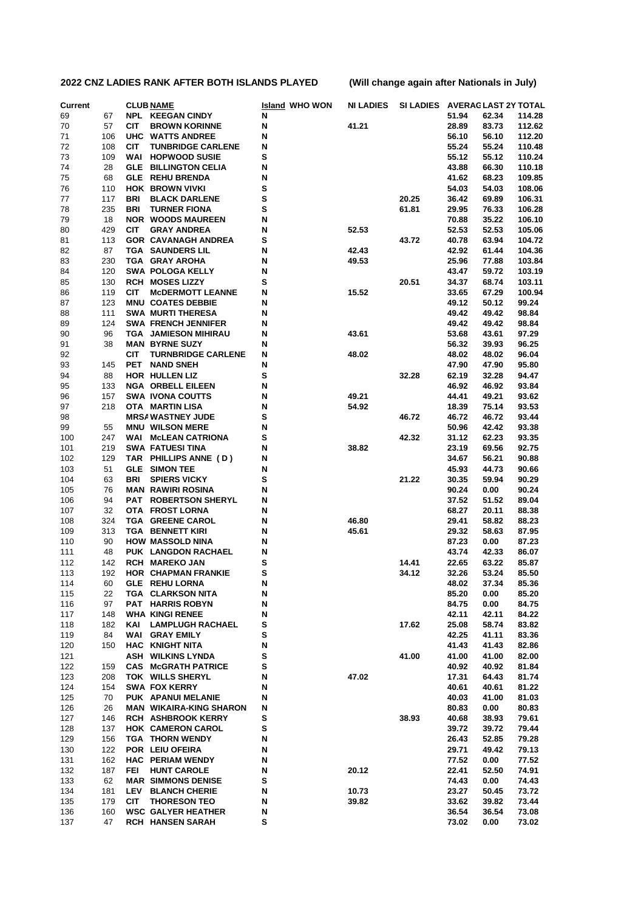**2022 CNZ LADIES RANK AFTER BOTH ISLANDS PLAYED (Will change again after Nationals in July)**

| Current | | CLUB | NAME | Island | WHO WON | NI LADIES | SI LADIES | AVERAGE | LAST 2Y | TOTAL |
|---|---|---|---|---|---|---|---|---|---|---|
| 69 | 67 | NPL | KEEGAN CINDY | N | | | | 51.94 | 62.34 | 114.28 |
| 70 | 57 | CIT | BROWN KORINNE | N | | 41.21 | | 28.89 | 83.73 | 112.62 |
| 71 | 106 | UHC | WATTS ANDREE | N | | | | 56.10 | 56.10 | 112.20 |
| 72 | 108 | CIT | TUNBRIDGE CARLENE | N | | | | 55.24 | 55.24 | 110.48 |
| 73 | 109 | WAI | HOPWOOD SUSIE | S | | | | 55.12 | 55.12 | 110.24 |
| 74 | 28 | GLE | BILLINGTON CELIA | N | | | | 43.88 | 66.30 | 110.18 |
| 75 | 68 | GLE | REHU BRENDA | N | | | | 41.62 | 68.23 | 109.85 |
| 76 | 110 | HOK | BROWN VIVKI | S | | | | 54.03 | 54.03 | 108.06 |
| 77 | 117 | BRI | BLACK DARLENE | S | | | 20.25 | 36.42 | 69.89 | 106.31 |
| 78 | 235 | BRI | TURNER FIONA | S | | | 61.81 | 29.95 | 76.33 | 106.28 |
| 79 | 18 | NOR | WOODS MAUREEN | N | | | | 70.88 | 35.22 | 106.10 |
| 80 | 429 | CIT | GRAY ANDREA | N | | 52.53 | | 52.53 | 52.53 | 105.06 |
| 81 | 113 | GOR | CAVANAGH ANDREA | S | | | 43.72 | 40.78 | 63.94 | 104.72 |
| 82 | 87 | TGA | SAUNDERS LIL | N | | 42.43 | | 42.92 | 61.44 | 104.36 |
| 83 | 230 | TGA | GRAY AROHA | N | | 49.53 | | 25.96 | 77.88 | 103.84 |
| 84 | 120 | SWA | POLOGA KELLY | N | | | | 43.47 | 59.72 | 103.19 |
| 85 | 130 | RCH | MOSES LIZZY | S | | | 20.51 | 34.37 | 68.74 | 103.11 |
| 86 | 119 | CIT | McDERMOTT LEANNE | N | | 15.52 | | 33.65 | 67.29 | 100.94 |
| 87 | 123 | MNU | COATES DEBBIE | N | | | | 49.12 | 50.12 | 99.24 |
| 88 | 111 | SWA | MURTI THERESA | N | | | | 49.42 | 49.42 | 98.84 |
| 89 | 124 | SWA | FRENCH JENNIFER | N | | | | 49.42 | 49.42 | 98.84 |
| 90 | 96 | TGA | JAMIESON MIHIRAU | N | | 43.61 | | 53.68 | 43.61 | 97.29 |
| 91 | 38 | MAN | BYRNE SUZY | N | | | | 56.32 | 39.93 | 96.25 |
| 92 | | CIT | TURNBRIDGE CARLENE | N | | 48.02 | | 48.02 | 48.02 | 96.04 |
| 93 | 145 | PET | NAND SNEH | N | | | | 47.90 | 47.90 | 95.80 |
| 94 | 88 | HOR | HULLEN LIZ | S | | | 32.28 | 62.19 | 32.28 | 94.47 |
| 95 | 133 | NGA | ORBELL EILEEN | N | | | | 46.92 | 46.92 | 93.84 |
| 96 | 157 | SWA | IVONA COUTTS | N | | 49.21 | | 44.41 | 49.21 | 93.62 |
| 97 | 218 | OTA | MARTIN LISA | N | | 54.92 | | 18.39 | 75.14 | 93.53 |
| 98 | | MRSA | WASTNEY JUDE | S | | | 46.72 | 46.72 | 46.72 | 93.44 |
| 99 | 55 | MNU | WILSON MERE | N | | | | 50.96 | 42.42 | 93.38 |
| 100 | 247 | WAI | McLEAN CATRIONA | S | | | 42.32 | 31.12 | 62.23 | 93.35 |
| 101 | 219 | SWA | FATUESI TINA | N | | 38.82 | | 23.19 | 69.56 | 92.75 |
| 102 | 129 | TAR | PHILLIPS ANNE ( D ) | N | | | | 34.67 | 56.21 | 90.88 |
| 103 | 51 | GLE | SIMON TEE | N | | | | 45.93 | 44.73 | 90.66 |
| 104 | 63 | BRI | SPIERS VICKY | S | | | 21.22 | 30.35 | 59.94 | 90.29 |
| 105 | 76 | MAN | RAWIRI ROSINA | N | | | | 90.24 | 0.00 | 90.24 |
| 106 | 94 | PAT | ROBERTSON SHERYL | N | | | | 37.52 | 51.52 | 89.04 |
| 107 | 32 | OTA | FROST LORNA | N | | | | 68.27 | 20.11 | 88.38 |
| 108 | 324 | TGA | GREENE CAROL | N | | 46.80 | | 29.41 | 58.82 | 88.23 |
| 109 | 313 | TGA | BENNETT KIRI | N | | 45.61 | | 29.32 | 58.63 | 87.95 |
| 110 | 90 | HOW | MASSOLD NINA | N | | | | 87.23 | 0.00 | 87.23 |
| 111 | 48 | PUK | LANGDON RACHAEL | N | | | | 43.74 | 42.33 | 86.07 |
| 112 | 142 | RCH | MAREKO JAN | S | | | 14.41 | 22.65 | 63.22 | 85.87 |
| 113 | 192 | HOR | CHAPMAN FRANKIE | S | | | 34.12 | 32.26 | 53.24 | 85.50 |
| 114 | 60 | GLE | REHU LORNA | N | | | | 48.02 | 37.34 | 85.36 |
| 115 | 22 | TGA | CLARKSON NITA | N | | | | 85.20 | 0.00 | 85.20 |
| 116 | 97 | PAT | HARRIS ROBYN | N | | | | 84.75 | 0.00 | 84.75 |
| 117 | 148 | WHA | KINGI RENEE | N | | | | 42.11 | 42.11 | 84.22 |
| 118 | 182 | KAI | LAMPLUGH RACHAEL | S | | | 17.62 | 25.08 | 58.74 | 83.82 |
| 119 | 84 | WAI | GRAY EMILY | S | | | | 42.25 | 41.11 | 83.36 |
| 120 | 150 | HAC | KNIGHT NITA | N | | | | 41.43 | 41.43 | 82.86 |
| 121 | | ASH | WILKINS LYNDA | S | | | 41.00 | 41.00 | 41.00 | 82.00 |
| 122 | 159 | CAS | McGRATH PATRICE | S | | | | 40.92 | 40.92 | 81.84 |
| 123 | 208 | TOK | WILLS SHERYL | N | | 47.02 | | 17.31 | 64.43 | 81.74 |
| 124 | 154 | SWA | FOX KERRY | N | | | | 40.61 | 40.61 | 81.22 |
| 125 | 70 | PUK | APANUI MELANIE | N | | | | 40.03 | 41.00 | 81.03 |
| 126 | 26 | MAN | WIKAIRA-KING SHARON | N | | | | 80.83 | 0.00 | 80.83 |
| 127 | 146 | RCH | ASHBROOK KERRY | S | | | 38.93 | 40.68 | 38.93 | 79.61 |
| 128 | 137 | HOK | CAMERON CAROL | S | | | | 39.72 | 39.72 | 79.44 |
| 129 | 156 | TGA | THORN WENDY | N | | | | 26.43 | 52.85 | 79.28 |
| 130 | 122 | POR | LEIU OFEIRA | N | | | | 29.71 | 49.42 | 79.13 |
| 131 | 162 | HAC | PERIAM WENDY | N | | | | 77.52 | 0.00 | 77.52 |
| 132 | 187 | FEI | HUNT CAROLE | N | | 20.12 | | 22.41 | 52.50 | 74.91 |
| 133 | 62 | MAR | SIMMONS DENISE | S | | | | 74.43 | 0.00 | 74.43 |
| 134 | 181 | LEV | BLANCH CHERIE | N | | 10.73 | | 23.27 | 50.45 | 73.72 |
| 135 | 179 | CIT | THORESON TEO | N | | 39.82 | | 33.62 | 39.82 | 73.44 |
| 136 | 160 | WSC | GALYER HEATHER | N | | | | 36.54 | 36.54 | 73.08 |
| 137 | 47 | RCH | HANSEN SARAH | S | | | | 73.02 | 0.00 | 73.02 |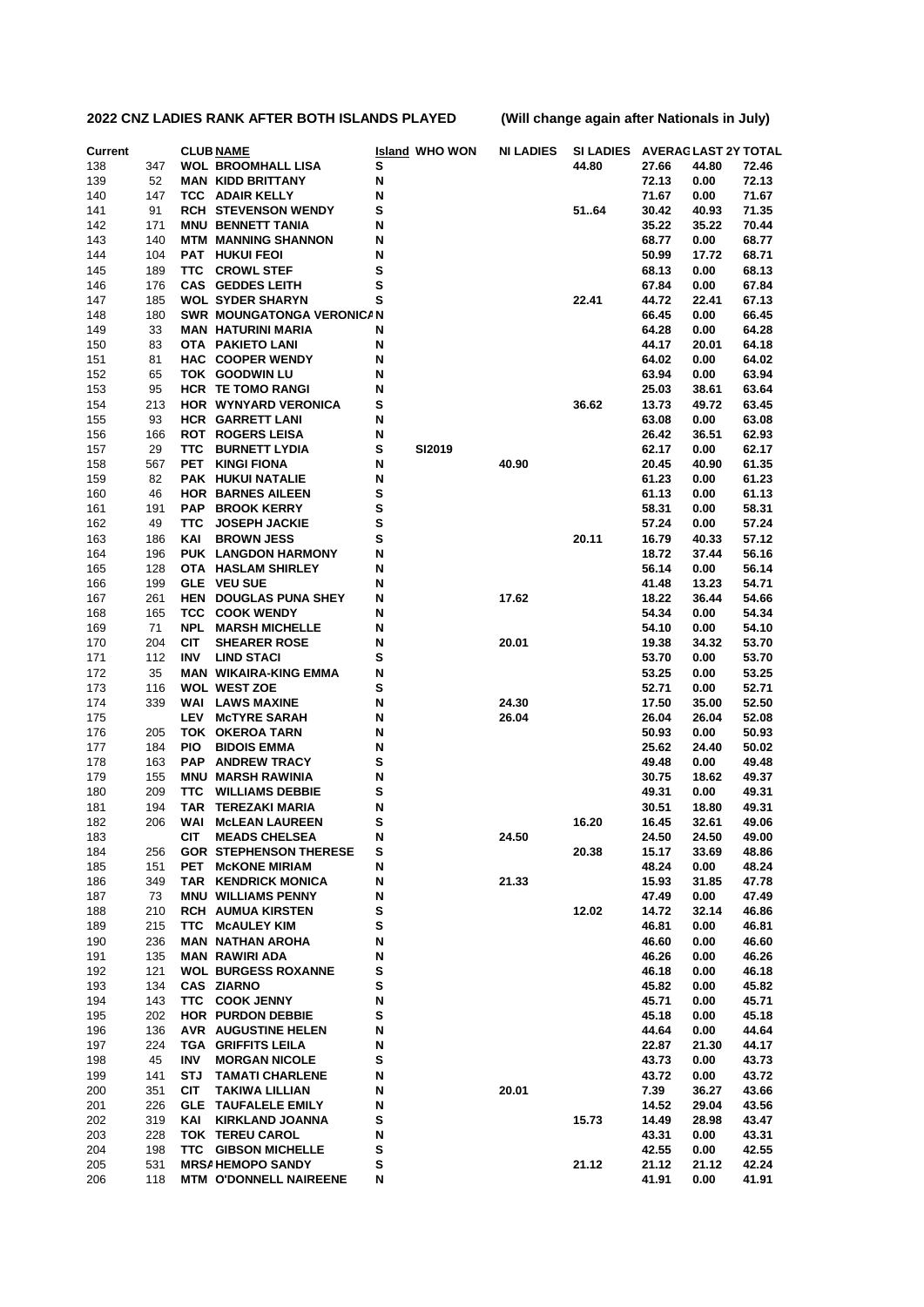**2022 CNZ LADIES RANK AFTER BOTH ISLANDS PLAYED (Will change again after Nationals in July)**

| Current | | CLUB | NAME | Island | WHO WON | NI LADIES | SI LADIES | AVERAG | LAST 2Y | TOTAL |
|---|---|---|---|---|---|---|---|---|---|---|
| 138 | 347 | WOL | BROOMHALL LISA | S | | | 44.80 | 27.66 | 44.80 | 72.46 |
| 139 | 52 | MAN | KIDD BRITTANY | N | | | | 72.13 | 0.00 | 72.13 |
| 140 | 147 | TCC | ADAIR KELLY | N | | | | 71.67 | 0.00 | 71.67 |
| 141 | 91 | RCH | STEVENSON WENDY | S | | | 51..64 | 30.42 | 40.93 | 71.35 |
| 142 | 171 | MNU | BENNETT TANIA | N | | | | 35.22 | 35.22 | 70.44 |
| 143 | 140 | MTM | MANNING SHANNON | N | | | | 68.77 | 0.00 | 68.77 |
| 144 | 104 | PAT | HUKUI FEOI | N | | | | 50.99 | 17.72 | 68.71 |
| 145 | 189 | TTC | CROWL STEF | S | | | | 68.13 | 0.00 | 68.13 |
| 146 | 176 | CAS | GEDDES LEITH | S | | | | 67.84 | 0.00 | 67.84 |
| 147 | 185 | WOL | SYDER SHARYN | S | | | 22.41 | 44.72 | 22.41 | 67.13 |
| 148 | 180 | SWR | MOUNGATONGA VERONICA | N | | | | 66.45 | 0.00 | 66.45 |
| 149 | 33 | MAN | HATURINI MARIA | N | | | | 64.28 | 0.00 | 64.28 |
| 150 | 83 | OTA | PAKIETO LANI | N | | | | 44.17 | 20.01 | 64.18 |
| 151 | 81 | HAC | COOPER WENDY | N | | | | 64.02 | 0.00 | 64.02 |
| 152 | 65 | TOK | GOODWIN LU | N | | | | 63.94 | 0.00 | 63.94 |
| 153 | 95 | HCR | TE TOMO RANGI | N | | | | 25.03 | 38.61 | 63.64 |
| 154 | 213 | HOR | WYNYARD VERONICA | S | | | 36.62 | 13.73 | 49.72 | 63.45 |
| 155 | 93 | HCR | GARRETT LANI | N | | | | 63.08 | 0.00 | 63.08 |
| 156 | 166 | ROT | ROGERS LEISA | N | | | | 26.42 | 36.51 | 62.93 |
| 157 | 29 | TTC | BURNETT LYDIA | S | SI2019 | | | 62.17 | 0.00 | 62.17 |
| 158 | 567 | PET | KINGI FIONA | N | | 40.90 | | 20.45 | 40.90 | 61.35 |
| 159 | 82 | PAK | HUKUI NATALIE | N | | | | 61.23 | 0.00 | 61.23 |
| 160 | 46 | HOR | BARNES AILEEN | S | | | | 61.13 | 0.00 | 61.13 |
| 161 | 191 | PAP | BROOK KERRY | S | | | | 58.31 | 0.00 | 58.31 |
| 162 | 49 | TTC | JOSEPH JACKIE | S | | | | 57.24 | 0.00 | 57.24 |
| 163 | 186 | KAI | BROWN JESS | S | | | 20.11 | 16.79 | 40.33 | 57.12 |
| 164 | 196 | PUK | LANGDON HARMONY | N | | | | 18.72 | 37.44 | 56.16 |
| 165 | 128 | OTA | HASLAM SHIRLEY | N | | | | 56.14 | 0.00 | 56.14 |
| 166 | 199 | GLE | VEU SUE | N | | | | 41.48 | 13.23 | 54.71 |
| 167 | 261 | HEN | DOUGLAS PUNA SHEY | N | | 17.62 | | 18.22 | 36.44 | 54.66 |
| 168 | 165 | TCC | COOK WENDY | N | | | | 54.34 | 0.00 | 54.34 |
| 169 | 71 | NPL | MARSH MICHELLE | N | | | | 54.10 | 0.00 | 54.10 |
| 170 | 204 | CIT | SHEARER ROSE | N | | 20.01 | | 19.38 | 34.32 | 53.70 |
| 171 | 112 | INV | LIND STACI | S | | | | 53.70 | 0.00 | 53.70 |
| 172 | 35 | MAN | WIKAIRA-KING EMMA | N | | | | 53.25 | 0.00 | 53.25 |
| 173 | 116 | WOL | WEST ZOE | S | | | | 52.71 | 0.00 | 52.71 |
| 174 | 339 | WAI | LAWS MAXINE | N | | 24.30 | | 17.50 | 35.00 | 52.50 |
| 175 | | LEV | McTYRE SARAH | N | | 26.04 | | 26.04 | 26.04 | 52.08 |
| 176 | 205 | TOK | OKEROA TARN | N | | | | 50.93 | 0.00 | 50.93 |
| 177 | 184 | PIO | BIDOIS EMMA | N | | | | 25.62 | 24.40 | 50.02 |
| 178 | 163 | PAP | ANDREW TRACY | S | | | | 49.48 | 0.00 | 49.48 |
| 179 | 155 | MNU | MARSH RAWINIA | N | | | | 30.75 | 18.62 | 49.37 |
| 180 | 209 | TTC | WILLIAMS DEBBIE | S | | | | 49.31 | 0.00 | 49.31 |
| 181 | 194 | TAR | TEREZAKI MARIA | N | | | | 30.51 | 18.80 | 49.31 |
| 182 | 206 | WAI | McLEAN LAUREEN | S | | | 16.20 | 16.45 | 32.61 | 49.06 |
| 183 | | CIT | MEADS CHELSEA | N | | 24.50 | | 24.50 | 24.50 | 49.00 |
| 184 | 256 | GOR | STEPHENSON THERESE | S | | | 20.38 | 15.17 | 33.69 | 48.86 |
| 185 | 151 | PET | McKONE MIRIAM | N | | | | 48.24 | 0.00 | 48.24 |
| 186 | 349 | TAR | KENDRICK MONICA | N | | 21.33 | | 15.93 | 31.85 | 47.78 |
| 187 | 73 | MNU | WILLIAMS PENNY | N | | | | 47.49 | 0.00 | 47.49 |
| 188 | 210 | RCH | AUMUA KIRSTEN | S | | | 12.02 | 14.72 | 32.14 | 46.86 |
| 189 | 215 | TTC | McAULEY KIM | S | | | | 46.81 | 0.00 | 46.81 |
| 190 | 236 | MAN | NATHAN AROHA | N | | | | 46.60 | 0.00 | 46.60 |
| 191 | 135 | MAN | RAWIRI ADA | N | | | | 46.26 | 0.00 | 46.26 |
| 192 | 121 | WOL | BURGESS ROXANNE | S | | | | 46.18 | 0.00 | 46.18 |
| 193 | 134 | CAS | ZIARNO | S | | | | 45.82 | 0.00 | 45.82 |
| 194 | 143 | TTC | COOK JENNY | N | | | | 45.71 | 0.00 | 45.71 |
| 195 | 202 | HOR | PURDON DEBBIE | S | | | | 45.18 | 0.00 | 45.18 |
| 196 | 136 | AVR | AUGUSTINE HELEN | N | | | | 44.64 | 0.00 | 44.64 |
| 197 | 224 | TGA | GRIFFITS LEILA | N | | | | 22.87 | 21.30 | 44.17 |
| 198 | 45 | INV | MORGAN NICOLE | S | | | | 43.73 | 0.00 | 43.73 |
| 199 | 141 | STJ | TAMATI CHARLENE | N | | | | 43.72 | 0.00 | 43.72 |
| 200 | 351 | CIT | TAKIWA LILLIAN | N | | 20.01 | | 7.39 | 36.27 | 43.66 |
| 201 | 226 | GLE | TAUFALELE EMILY | N | | | | 14.52 | 29.04 | 43.56 |
| 202 | 319 | KAI | KIRKLAND JOANNA | S | | | 15.73 | 14.49 | 28.98 | 43.47 |
| 203 | 228 | TOK | TEREU CAROL | N | | | | 43.31 | 0.00 | 43.31 |
| 204 | 198 | TTC | GIBSON MICHELLE | S | | | | 42.55 | 0.00 | 42.55 |
| 205 | 531 | MRSA | HEMOPO SANDY | S | | | 21.12 | 21.12 | 21.12 | 42.24 |
| 206 | 118 | MTM | O'DONNELL NAIREENE | N | | | | 41.91 | 0.00 | 41.91 |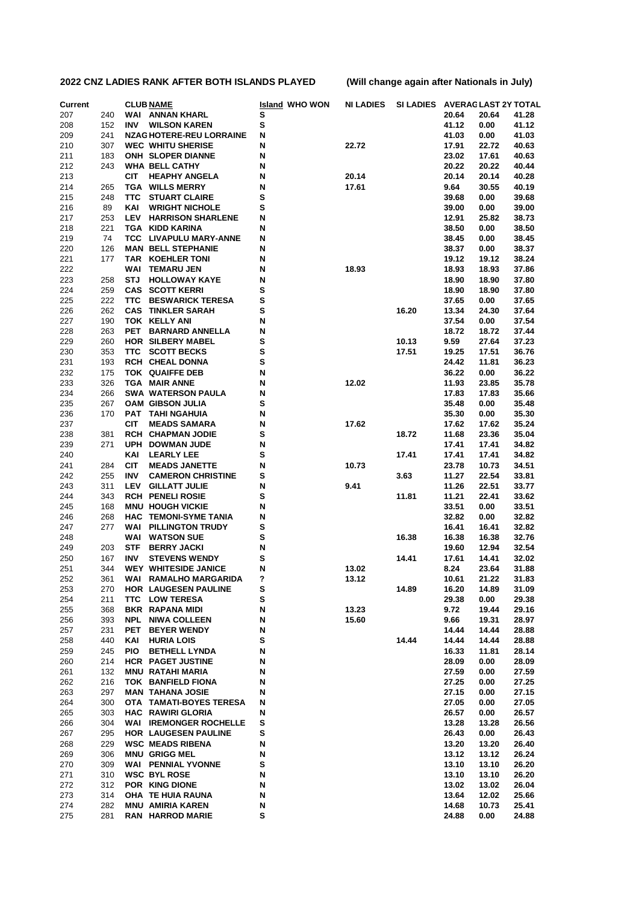**2022 CNZ LADIES RANK AFTER BOTH ISLANDS PLAYED (Will change again after Nationals in July)**

| Current | | CLUB | NAME | Island | WHO WON | NI LADIES | SI LADIES | AVERAG | LAST 2Y | TOTAL |
|---|---|---|---|---|---|---|---|---|---|---|
| 207 | 240 | WAI | ANNAN KHARL | S | | | | 20.64 | 20.64 | 41.28 |
| 208 | 152 | INV | WILSON KAREN | S | | | | 41.12 | 0.00 | 41.12 |
| 209 | 241 | NZAG | HOTERE-REU LORRAINE | N | | | | 41.03 | 0.00 | 41.03 |
| 210 | 307 | WEC | WHITU SHERISE | N | | 22.72 | | 17.91 | 22.72 | 40.63 |
| 211 | 183 | ONH | SLOPER DIANNE | N | | | | 23.02 | 17.61 | 40.63 |
| 212 | 243 | WHA | BELL CATHY | N | | | | 20.22 | 20.22 | 40.44 |
| 213 | | CIT | HEAPHY ANGELA | N | | 20.14 | | 20.14 | 20.14 | 40.28 |
| 214 | 265 | TGA | WILLS MERRY | N | | 17.61 | | 9.64 | 30.55 | 40.19 |
| 215 | 248 | TTC | STUART CLAIRE | S | | | | 39.68 | 0.00 | 39.68 |
| 216 | 89 | KAI | WRIGHT NICHOLE | S | | | | 39.00 | 0.00 | 39.00 |
| 217 | 253 | LEV | HARRISON SHARLENE | N | | | | 12.91 | 25.82 | 38.73 |
| 218 | 221 | TGA | KIDD KARINA | N | | | | 38.50 | 0.00 | 38.50 |
| 219 | 74 | TCC | LIVAPULU MARY-ANNE | N | | | | 38.45 | 0.00 | 38.45 |
| 220 | 126 | MAN | BELL STEPHANIE | N | | | | 38.37 | 0.00 | 38.37 |
| 221 | 177 | TAR | KOEHLER TONI | N | | | | 19.12 | 19.12 | 38.24 |
| 222 | | WAI | TEMARU JEN | N | | 18.93 | | 18.93 | 18.93 | 37.86 |
| 223 | 258 | STJ | HOLLOWAY KAYE | N | | | | 18.90 | 18.90 | 37.80 |
| 224 | 259 | CAS | SCOTT KERRI | S | | | | 18.90 | 18.90 | 37.80 |
| 225 | 222 | TTC | BESWARICK TERESA | S | | | | 37.65 | 0.00 | 37.65 |
| 226 | 262 | CAS | TINKLER SARAH | S | | | 16.20 | 13.34 | 24.30 | 37.64 |
| 227 | 190 | TOK | KELLY ANI | N | | | | 37.54 | 0.00 | 37.54 |
| 228 | 263 | PET | BARNARD ANNELLA | N | | | | 18.72 | 18.72 | 37.44 |
| 229 | 260 | HOR | SILBERY MABEL | S | | | 10.13 | 9.59 | 27.64 | 37.23 |
| 230 | 353 | TTC | SCOTT BECKS | S | | | 17.51 | 19.25 | 17.51 | 36.76 |
| 231 | 193 | RCH | CHEAL DONNA | S | | | | 24.42 | 11.81 | 36.23 |
| 232 | 175 | TOK | QUAIFFE DEB | N | | | | 36.22 | 0.00 | 36.22 |
| 233 | 326 | TGA | MAIR ANNE | N | | 12.02 | | 11.93 | 23.85 | 35.78 |
| 234 | 266 | SWA | WATERSON PAULA | N | | | | 17.83 | 17.83 | 35.66 |
| 235 | 267 | OAM | GIBSON JULIA | S | | | | 35.48 | 0.00 | 35.48 |
| 236 | 170 | PAT | TAHI NGAHUIA | N | | | | 35.30 | 0.00 | 35.30 |
| 237 | | CIT | MEADS SAMARA | N | | 17.62 | | 17.62 | 17.62 | 35.24 |
| 238 | 381 | RCH | CHAPMAN JODIE | S | | | 18.72 | 11.68 | 23.36 | 35.04 |
| 239 | 271 | UPH | DOWMAN JUDE | N | | | | 17.41 | 17.41 | 34.82 |
| 240 | | KAI | LEARLY LEE | S | | | 17.41 | 17.41 | 17.41 | 34.82 |
| 241 | 284 | CIT | MEADS JANETTE | N | | 10.73 | | 23.78 | 10.73 | 34.51 |
| 242 | 255 | INV | CAMERON CHRISTINE | S | | | 3.63 | 11.27 | 22.54 | 33.81 |
| 243 | 311 | LEV | GILLATT JULIE | N | | 9.41 | | 11.26 | 22.51 | 33.77 |
| 244 | 343 | RCH | PENELI ROSIE | S | | | 11.81 | 11.21 | 22.41 | 33.62 |
| 245 | 168 | MNU | HOUGH VICKIE | N | | | | 33.51 | 0.00 | 33.51 |
| 246 | 268 | HAC | TEMONI-SYME TANIA | N | | | | 32.82 | 0.00 | 32.82 |
| 247 | 277 | WAI | PILLINGTON TRUDY | S | | | | 16.41 | 16.41 | 32.82 |
| 248 | | WAI | WATSON SUE | S | | | 16.38 | 16.38 | 16.38 | 32.76 |
| 249 | 203 | STF | BERRY JACKI | N | | | | 19.60 | 12.94 | 32.54 |
| 250 | 167 | INV | STEVENS WENDY | S | | | 14.41 | 17.61 | 14.41 | 32.02 |
| 251 | 344 | WEY | WHITESIDE JANICE | N | | 13.02 | | 8.24 | 23.64 | 31.88 |
| 252 | 361 | WAI | RAMALHO MARGARIDA | ? | | 13.12 | | 10.61 | 21.22 | 31.83 |
| 253 | 270 | HOR | LAUGESEN PAULINE | S | | | 14.89 | 16.20 | 14.89 | 31.09 |
| 254 | 211 | TTC | LOW TERESA | S | | | | 29.38 | 0.00 | 29.38 |
| 255 | 368 | BKR | RAPANA MIDI | N | | 13.23 | | 9.72 | 19.44 | 29.16 |
| 256 | 393 | NPL | NIWA COLLEEN | N | | 15.60 | | 9.66 | 19.31 | 28.97 |
| 257 | 231 | PET | BEYER WENDY | N | | | | 14.44 | 14.44 | 28.88 |
| 258 | 440 | KAI | HURIA LOIS | S | | | 14.44 | 14.44 | 14.44 | 28.88 |
| 259 | 245 | PIO | BETHELL LYNDA | N | | | | 16.33 | 11.81 | 28.14 |
| 260 | 214 | HCR | PAGET JUSTINE | N | | | | 28.09 | 0.00 | 28.09 |
| 261 | 132 | MNU | RATAHI MARIA | N | | | | 27.59 | 0.00 | 27.59 |
| 262 | 216 | TOK | BANFIELD FIONA | N | | | | 27.25 | 0.00 | 27.25 |
| 263 | 297 | MAN | TAHANA JOSIE | N | | | | 27.15 | 0.00 | 27.15 |
| 264 | 300 | OTA | TAMATI-BOYES TERESA | N | | | | 27.05 | 0.00 | 27.05 |
| 265 | 303 | HAC | RAWIRI GLORIA | N | | | | 26.57 | 0.00 | 26.57 |
| 266 | 304 | WAI | IREMONGER ROCHELLE | S | | | | 13.28 | 13.28 | 26.56 |
| 267 | 295 | HOR | LAUGESEN PAULINE | S | | | | 26.43 | 0.00 | 26.43 |
| 268 | 229 | WSC | MEADS RIBENA | N | | | | 13.20 | 13.20 | 26.40 |
| 269 | 306 | MNU | GRIGG MEL | N | | | | 13.12 | 13.12 | 26.24 |
| 270 | 309 | WAI | PENNIAL YVONNE | S | | | | 13.10 | 13.10 | 26.20 |
| 271 | 310 | WSC | BYL ROSE | N | | | | 13.10 | 13.10 | 26.20 |
| 272 | 312 | POR | KING DIONE | N | | | | 13.02 | 13.02 | 26.04 |
| 273 | 314 | OHA | TE HUIA RAUNA | N | | | | 13.64 | 12.02 | 25.66 |
| 274 | 282 | MNU | AMIRIA KAREN | N | | | | 14.68 | 10.73 | 25.41 |
| 275 | 281 | RAN | HARROD MARIE | S | | | | 24.88 | 0.00 | 24.88 |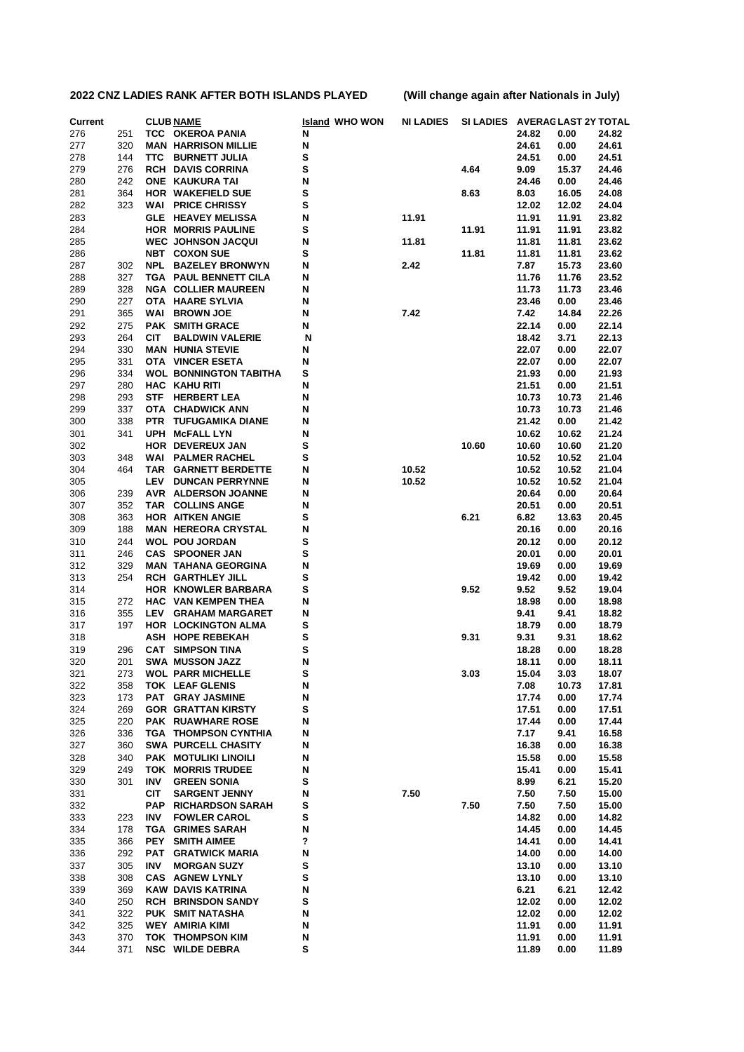**2022 CNZ LADIES RANK AFTER BOTH ISLANDS PLAYED (Will change again after Nationals in July)**

| Current | | CLUB | NAME | Island | WHO WON | NI LADIES | SI LADIES | AVERAG | LAST 2Y | TOTAL |
|---|---|---|---|---|---|---|---|---|---|---|
| 276 | 251 | TCC | OKEROA PANIA | N | | | | 24.82 | 0.00 | 24.82 |
| 277 | 320 | MAN | HARRISON MILLIE | N | | | | 24.61 | 0.00 | 24.61 |
| 278 | 144 | TTC | BURNETT JULIA | S | | | | 24.51 | 0.00 | 24.51 |
| 279 | 276 | RCH | DAVIS CORRINA | S | | | 4.64 | 9.09 | 15.37 | 24.46 |
| 280 | 242 | ONE | KAUKURA TAI | N | | | | 24.46 | 0.00 | 24.46 |
| 281 | 364 | HOR | WAKEFIELD SUE | S | | | 8.63 | 8.03 | 16.05 | 24.08 |
| 282 | 323 | WAI | PRICE CHRISSY | S | | | | 12.02 | 12.02 | 24.04 |
| 283 | | GLE | HEAVEY MELISSA | N | | 11.91 | | 11.91 | 11.91 | 23.82 |
| 284 | | HOR | MORRIS PAULINE | S | | | 11.91 | 11.91 | 11.91 | 23.82 |
| 285 | | WEC | JOHNSON JACQUI | N | | 11.81 | | 11.81 | 11.81 | 23.62 |
| 286 | | NBT | COXON SUE | S | | | 11.81 | 11.81 | 11.81 | 23.62 |
| 287 | 302 | NPL | BAZELEY BRONWYN | N | | 2.42 | | 7.87 | 15.73 | 23.60 |
| 288 | 327 | TGA | PAUL BENNETT CILA | N | | | | 11.76 | 11.76 | 23.52 |
| 289 | 328 | NGA | COLLIER MAUREEN | N | | | | 11.73 | 11.73 | 23.46 |
| 290 | 227 | OTA | HAARE SYLVIA | N | | | | 23.46 | 0.00 | 23.46 |
| 291 | 365 | WAI | BROWN JOE | N | | 7.42 | | 7.42 | 14.84 | 22.26 |
| 292 | 275 | PAK | SMITH GRACE | N | | | | 22.14 | 0.00 | 22.14 |
| 293 | 264 | CIT | BALDWIN VALERIE | N | | | | 18.42 | 3.71 | 22.13 |
| 294 | 330 | MAN | HUNIA STEVIE | N | | | | 22.07 | 0.00 | 22.07 |
| 295 | 331 | OTA | VINCER ESETA | N | | | | 22.07 | 0.00 | 22.07 |
| 296 | 334 | WOL | BONNINGTON TABITHA | S | | | | 21.93 | 0.00 | 21.93 |
| 297 | 280 | HAC | KAHU RITI | N | | | | 21.51 | 0.00 | 21.51 |
| 298 | 293 | STF | HERBERT LEA | N | | | | 10.73 | 10.73 | 21.46 |
| 299 | 337 | OTA | CHADWICK ANN | N | | | | 10.73 | 10.73 | 21.46 |
| 300 | 338 | PTR | TUFUGAMIKA DIANE | N | | | | 21.42 | 0.00 | 21.42 |
| 301 | 341 | UPH | McFALL LYN | N | | | | 10.62 | 10.62 | 21.24 |
| 302 | | HOR | DEVEREUX JAN | S | | | 10.60 | 10.60 | 10.60 | 21.20 |
| 303 | 348 | WAI | PALMER RACHEL | S | | | | 10.52 | 10.52 | 21.04 |
| 304 | 464 | TAR | GARNETT BERDETTE | N | | 10.52 | | 10.52 | 10.52 | 21.04 |
| 305 | | LEV | DUNCAN PERRYNNE | N | | 10.52 | | 10.52 | 10.52 | 21.04 |
| 306 | 239 | AVR | ALDERSON JOANNE | N | | | | 20.64 | 0.00 | 20.64 |
| 307 | 352 | TAR | COLLINS ANGE | N | | | | 20.51 | 0.00 | 20.51 |
| 308 | 363 | HOR | AITKEN ANGIE | S | | | 6.21 | 6.82 | 13.63 | 20.45 |
| 309 | 188 | MAN | HEREORA CRYSTAL | N | | | | 20.16 | 0.00 | 20.16 |
| 310 | 244 | WOL | POU JORDAN | S | | | | 20.12 | 0.00 | 20.12 |
| 311 | 246 | CAS | SPOONER JAN | S | | | | 20.01 | 0.00 | 20.01 |
| 312 | 329 | MAN | TAHANA GEORGINA | N | | | | 19.69 | 0.00 | 19.69 |
| 313 | 254 | RCH | GARTHLEY JILL | S | | | | 19.42 | 0.00 | 19.42 |
| 314 | | HOR | KNOWLER BARBARA | S | | | 9.52 | 9.52 | 9.52 | 19.04 |
| 315 | 272 | HAC | VAN KEMPEN THEA | N | | | | 18.98 | 0.00 | 18.98 |
| 316 | 355 | LEV | GRAHAM MARGARET | N | | | | 9.41 | 9.41 | 18.82 |
| 317 | 197 | HOR | LOCKINGTON ALMA | S | | | | 18.79 | 0.00 | 18.79 |
| 318 | | ASH | HOPE REBEKAH | S | | | 9.31 | 9.31 | 9.31 | 18.62 |
| 319 | 296 | CAT | SIMPSON TINA | S | | | | 18.28 | 0.00 | 18.28 |
| 320 | 201 | SWA | MUSSON JAZZ | N | | | | 18.11 | 0.00 | 18.11 |
| 321 | 273 | WOL | PARR MICHELLE | S | | | 3.03 | 15.04 | 3.03 | 18.07 |
| 322 | 358 | TOK | LEAF GLENIS | N | | | | 7.08 | 10.73 | 17.81 |
| 323 | 173 | PAT | GRAY JASMINE | N | | | | 17.74 | 0.00 | 17.74 |
| 324 | 269 | GOR | GRATTAN KIRSTY | S | | | | 17.51 | 0.00 | 17.51 |
| 325 | 220 | PAK | RUAWHARE ROSE | N | | | | 17.44 | 0.00 | 17.44 |
| 326 | 336 | TGA | THOMPSON CYNTHIA | N | | | | 7.17 | 9.41 | 16.58 |
| 327 | 360 | SWA | PURCELL CHASITY | N | | | | 16.38 | 0.00 | 16.38 |
| 328 | 340 | PAK | MOTULIKI LINOILI | N | | | | 15.58 | 0.00 | 15.58 |
| 329 | 249 | TOK | MORRIS TRUDEE | N | | | | 15.41 | 0.00 | 15.41 |
| 330 | 301 | INV | GREEN SONIA | S | | | | 8.99 | 6.21 | 15.20 |
| 331 | | CIT | SARGENT JENNY | N | | 7.50 | | 7.50 | 7.50 | 15.00 |
| 332 | | PAP | RICHARDSON SARAH | S | | | 7.50 | 7.50 | 7.50 | 15.00 |
| 333 | 223 | INV | FOWLER CAROL | S | | | | 14.82 | 0.00 | 14.82 |
| 334 | 178 | TGA | GRIMES SARAH | N | | | | 14.45 | 0.00 | 14.45 |
| 335 | 366 | PEY | SMITH AIMEE | ? | | | | 14.41 | 0.00 | 14.41 |
| 336 | 292 | PAT | GRATWICK MARIA | N | | | | 14.00 | 0.00 | 14.00 |
| 337 | 305 | INV | MORGAN SUZY | S | | | | 13.10 | 0.00 | 13.10 |
| 338 | 308 | CAS | AGNEW LYNLY | S | | | | 13.10 | 0.00 | 13.10 |
| 339 | 369 | KAW | DAVIS KATRINA | N | | | | 6.21 | 6.21 | 12.42 |
| 340 | 250 | RCH | BRINSDON SANDY | S | | | | 12.02 | 0.00 | 12.02 |
| 341 | 322 | PUK | SMIT NATASHA | N | | | | 12.02 | 0.00 | 12.02 |
| 342 | 325 | WEY | AMIRIA KIMI | N | | | | 11.91 | 0.00 | 11.91 |
| 343 | 370 | TOK | THOMPSON KIM | N | | | | 11.91 | 0.00 | 11.91 |
| 344 | 371 | NSC | WILDE DEBRA | S | | | | 11.89 | 0.00 | 11.89 |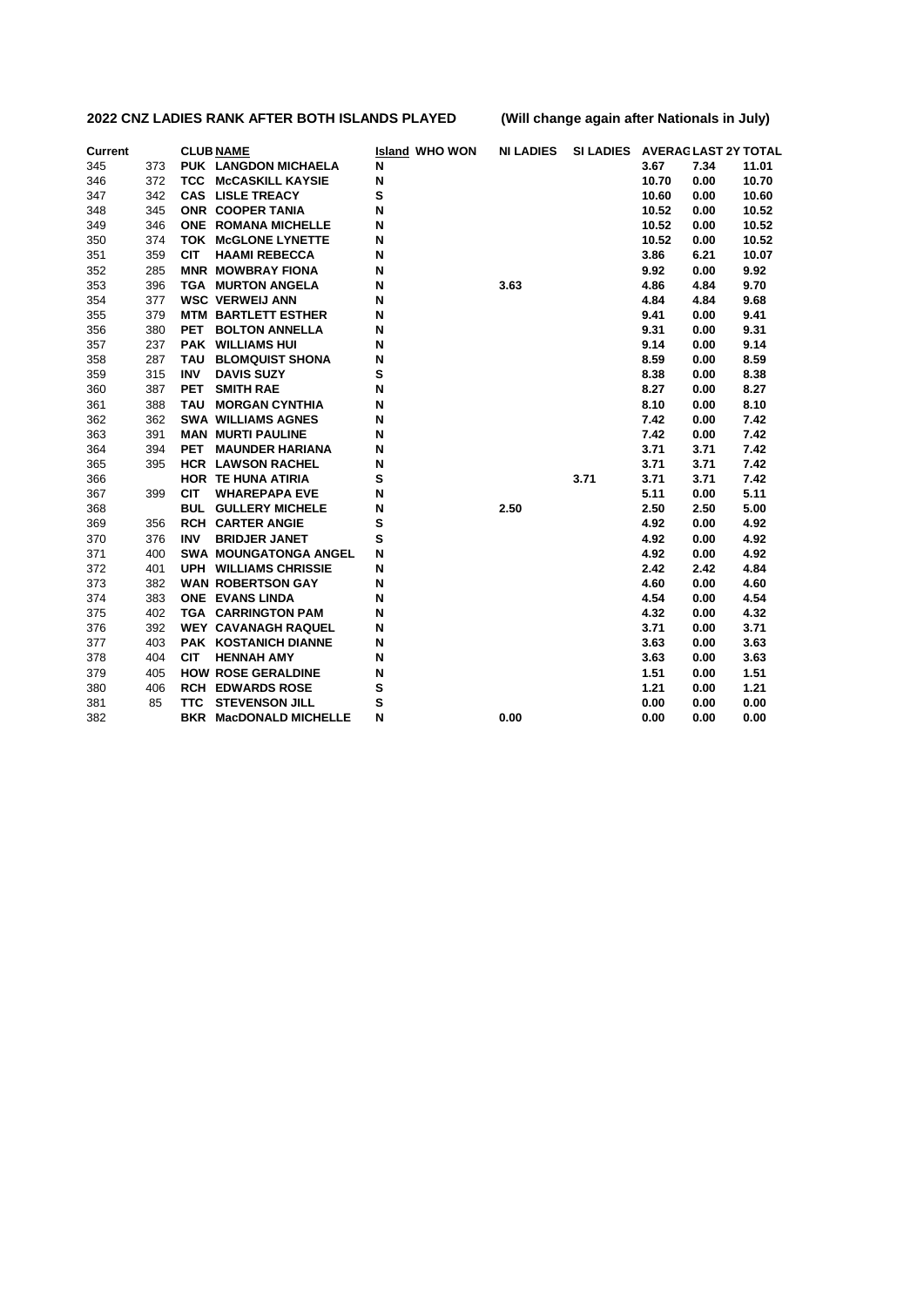**2022 CNZ LADIES RANK AFTER BOTH ISLANDS PLAYED (Will change again after Nationals in July)**

| Current | | CLUB | NAME | Island | WHO WON | NI LADIES | SI LADIES | AVERAG | LAST 2Y | TOTAL |
|---|---|---|---|---|---|---|---|---|---|---|
| 345 | 373 | PUK | LANGDON MICHAELA | N | | | | 3.67 | 7.34 | 11.01 |
| 346 | 372 | TCC | McCASKILL KAYSIE | N | | | | 10.70 | 0.00 | 10.70 |
| 347 | 342 | CAS | LISLE TREACY | S | | | | 10.60 | 0.00 | 10.60 |
| 348 | 345 | ONR | COOPER TANIA | N | | | | 10.52 | 0.00 | 10.52 |
| 349 | 346 | ONE | ROMANA MICHELLE | N | | | | 10.52 | 0.00 | 10.52 |
| 350 | 374 | TOK | McGLONE LYNETTE | N | | | | 10.52 | 0.00 | 10.52 |
| 351 | 359 | CIT | HAAMI REBECCA | N | | | | 3.86 | 6.21 | 10.07 |
| 352 | 285 | MNR | MOWBRAY FIONA | N | | | | 9.92 | 0.00 | 9.92 |
| 353 | 396 | TGA | MURTON ANGELA | N | | 3.63 | | 4.86 | 4.84 | 9.70 |
| 354 | 377 | WSC | VERWEIJ ANN | N | | | | 4.84 | 4.84 | 9.68 |
| 355 | 379 | MTM | BARTLETT ESTHER | N | | | | 9.41 | 0.00 | 9.41 |
| 356 | 380 | PET | BOLTON ANNELLA | N | | | | 9.31 | 0.00 | 9.31 |
| 357 | 237 | PAK | WILLIAMS HUI | N | | | | 9.14 | 0.00 | 9.14 |
| 358 | 287 | TAU | BLOMQUIST SHONA | N | | | | 8.59 | 0.00 | 8.59 |
| 359 | 315 | INV | DAVIS SUZY | S | | | | 8.38 | 0.00 | 8.38 |
| 360 | 387 | PET | SMITH RAE | N | | | | 8.27 | 0.00 | 8.27 |
| 361 | 388 | TAU | MORGAN CYNTHIA | N | | | | 8.10 | 0.00 | 8.10 |
| 362 | 362 | SWA | WILLIAMS AGNES | N | | | | 7.42 | 0.00 | 7.42 |
| 363 | 391 | MAN | MURTI PAULINE | N | | | | 7.42 | 0.00 | 7.42 |
| 364 | 394 | PET | MAUNDER HARIANA | N | | | | 3.71 | 3.71 | 7.42 |
| 365 | 395 | HCR | LAWSON RACHEL | N | | | | 3.71 | 3.71 | 7.42 |
| 366 | | HOR | TE HUNA ATIRIA | S | | | 3.71 | 3.71 | 3.71 | 7.42 |
| 367 | 399 | CIT | WHAREPAPA EVE | N | | | | 5.11 | 0.00 | 5.11 |
| 368 | | BUL | GULLERY MICHELE | N | | 2.50 | | 2.50 | 2.50 | 5.00 |
| 369 | 356 | RCH | CARTER ANGIE | S | | | | 4.92 | 0.00 | 4.92 |
| 370 | 376 | INV | BRIDJER JANET | S | | | | 4.92 | 0.00 | 4.92 |
| 371 | 400 | SWA | MOUNGATONGA ANGEL | N | | | | 4.92 | 0.00 | 4.92 |
| 372 | 401 | UPH | WILLIAMS CHRISSIE | N | | | | 2.42 | 2.42 | 4.84 |
| 373 | 382 | WAN | ROBERTSON GAY | N | | | | 4.60 | 0.00 | 4.60 |
| 374 | 383 | ONE | EVANS LINDA | N | | | | 4.54 | 0.00 | 4.54 |
| 375 | 402 | TGA | CARRINGTON PAM | N | | | | 4.32 | 0.00 | 4.32 |
| 376 | 392 | WEY | CAVANAGH RAQUEL | N | | | | 3.71 | 0.00 | 3.71 |
| 377 | 403 | PAK | KOSTANICH DIANNE | N | | | | 3.63 | 0.00 | 3.63 |
| 378 | 404 | CIT | HENNAH AMY | N | | | | 3.63 | 0.00 | 3.63 |
| 379 | 405 | HOW | ROSE GERALDINE | N | | | | 1.51 | 0.00 | 1.51 |
| 380 | 406 | RCH | EDWARDS ROSE | S | | | | 1.21 | 0.00 | 1.21 |
| 381 | 85 | TTC | STEVENSON JILL | S | | | | 0.00 | 0.00 | 0.00 |
| 382 | | BKR | MacDONALD MICHELLE | N | | 0.00 | | 0.00 | 0.00 | 0.00 |